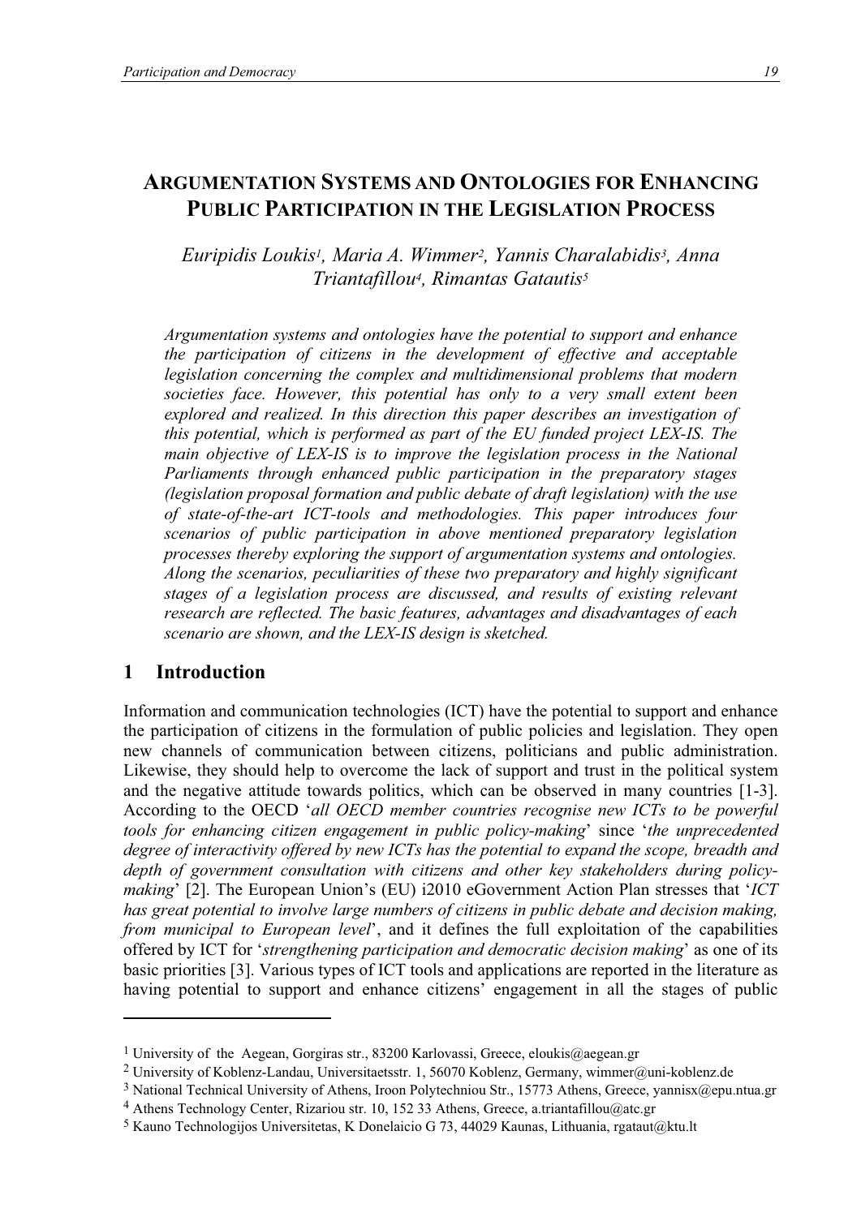# ARGUMENTATION SYSTEMS AND ONTOLOGIES FOR ENHANCING PUBLIC PARTICIPATION IN THE LEGISLATION PROCESS

*Euripidis Loukis[1], Maria A. Wimmer[2], Yannis Charalabidis[3], Anna Triantafillou[4], Rimantas Gatautis[5]*

*Argumentation systems and ontologies have the potential to support and enhance the participation of citizens in the development of effective and acceptable legislation concerning the complex and multidimensional problems that modern societies face. However, this potential has only to a very small extent been explored and realized. In this direction this paper describes an investigation of this potential, which is performed as part of the EU funded project LEX-IS. The main objective of LEX-IS is to improve the legislation process in the National Parliaments through enhanced public participation in the preparatory stages (legislation proposal formation and public debate of draft legislation) with the use of state-of-the-art ICT-tools and methodologies. This paper introduces four scenarios of public participation in above mentioned preparatory legislation processes thereby exploring the support of argumentation systems and ontologies. Along the scenarios, peculiarities of these two preparatory and highly significant stages of a legislation process are discussed, and results of existing relevant research are reflected. The basic features, advantages and disadvantages of each scenario are shown, and the LEX-IS design is sketched.*

## 1 Introduction

Information and communication technologies (ICT) have the potential to support and enhance the participation of citizens in the formulation of public policies and legislation. They open new channels of communication between citizens, politicians and public administration. Likewise, they should help to overcome the lack of support and trust in the political system and the negative attitude towards politics, which can be observed in many countries [1-3]. According to the OECD '*all OECD member countries recognise new ICTs to be powerful tools for enhancing citizen engagement in public policy-making*' since '*the unprecedented degree of interactivity offered by new ICTs has the potential to expand the scope, breadth and depth of government consultation with citizens and other key stakeholders during policy-making*' [2]. The European Union's (EU) i2010 eGovernment Action Plan stresses that '*ICT has great potential to involve large numbers of citizens in public debate and decision making, from municipal to European level*', and it defines the full exploitation of the capabilities offered by ICT for '*strengthening participation and democratic decision making*' as one of its basic priorities [3]. Various types of ICT tools and applications are reported in the literature as having potential to support and enhance citizens' engagement in all the stages of public

---

[1] University of the Aegean, Gorgiras str., 83200 Karlovassi, Greece, eloukis@aegean.gr

[2] University of Koblenz-Landau, Universitaetsstr. 1, 56070 Koblenz, Germany, wimmer@uni-koblenz.de

[3] National Technical University of Athens, Iroon Polytechniou Str., 15773 Athens, Greece, yannisx@epu.ntua.gr

[4] Athens Technology Center, Rizariou str. 10, 152 33 Athens, Greece, a.triantafillou@atc.gr

[5] Kauno Technologijos Universitetas, K Donelaicio G 73, 44029 Kaunas, Lithuania, rgataut@ktu.lt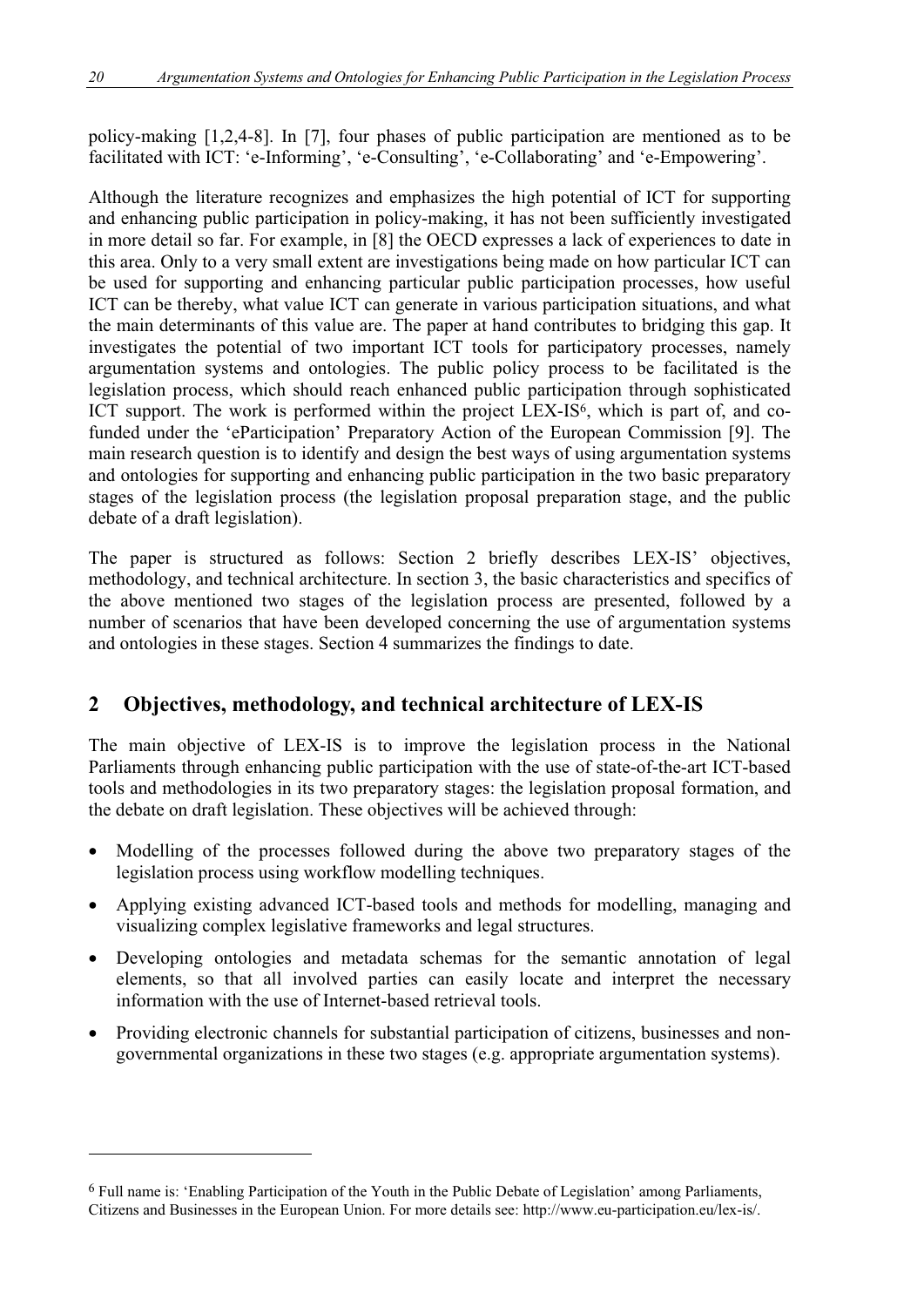policy-making [1,2,4-8]. In [7], four phases of public participation are mentioned as to be facilitated with ICT: 'e-Informing', 'e-Consulting', 'e-Collaborating' and 'e-Empowering'.

Although the literature recognizes and emphasizes the high potential of ICT for supporting and enhancing public participation in policy-making, it has not been sufficiently investigated in more detail so far. For example, in [8] the OECD expresses a lack of experiences to date in this area. Only to a very small extent are investigations being made on how particular ICT can be used for supporting and enhancing particular public participation processes, how useful ICT can be thereby, what value ICT can generate in various participation situations, and what the main determinants of this value are. The paper at hand contributes to bridging this gap. It investigates the potential of two important ICT tools for participatory processes, namely argumentation systems and ontologies. The public policy process to be facilitated is the legislation process, which should reach enhanced public participation through sophisticated ICT support. The work is performed within the project LEX-IS[6], which is part of, and co-funded under the 'eParticipation' Preparatory Action of the European Commission [9]. The main research question is to identify and design the best ways of using argumentation systems and ontologies for supporting and enhancing public participation in the two basic preparatory stages of the legislation process (the legislation proposal preparation stage, and the public debate of a draft legislation).

The paper is structured as follows: Section 2 briefly describes LEX-IS' objectives, methodology, and technical architecture. In section 3, the basic characteristics and specifics of the above mentioned two stages of the legislation process are presented, followed by a number of scenarios that have been developed concerning the use of argumentation systems and ontologies in these stages. Section 4 summarizes the findings to date.

## 2 Objectives, methodology, and technical architecture of LEX-IS

The main objective of LEX-IS is to improve the legislation process in the National Parliaments through enhancing public participation with the use of state-of-the-art ICT-based tools and methodologies in its two preparatory stages: the legislation proposal formation, and the debate on draft legislation. These objectives will be achieved through:

- Modelling of the processes followed during the above two preparatory stages of the legislation process using workflow modelling techniques.
- Applying existing advanced ICT-based tools and methods for modelling, managing and visualizing complex legislative frameworks and legal structures.
- Developing ontologies and metadata schemas for the semantic annotation of legal elements, so that all involved parties can easily locate and interpret the necessary information with the use of Internet-based retrieval tools.
- Providing electronic channels for substantial participation of citizens, businesses and non-governmental organizations in these two stages (e.g. appropriate argumentation systems).

[6] Full name is: 'Enabling Participation of the Youth in the Public Debate of Legislation' among Parliaments, Citizens and Businesses in the European Union. For more details see: http://www.eu-participation.eu/lex-is/.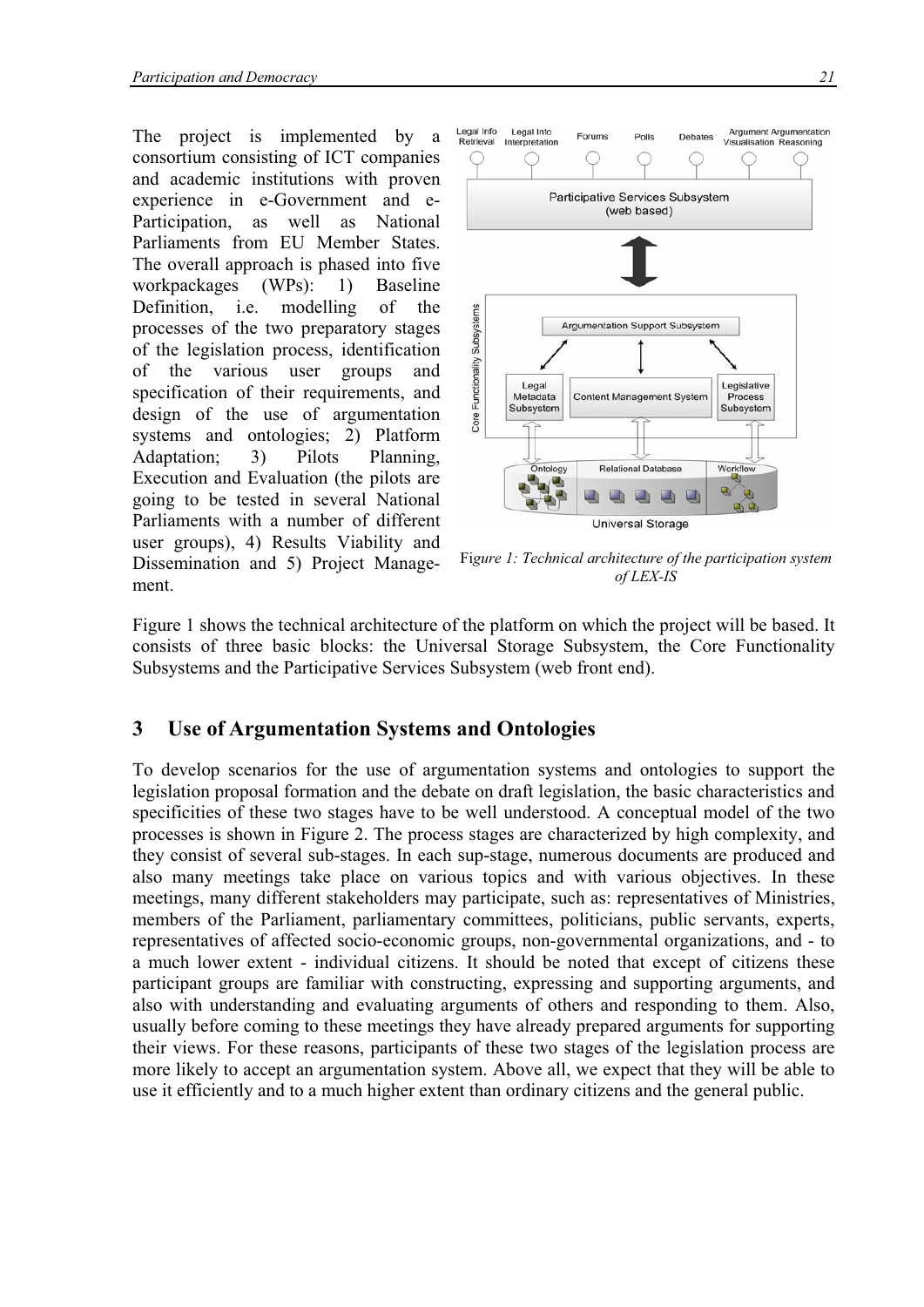The project is implemented by a consortium consisting of ICT companies and academic institutions with proven experience in e-Government and e-Participation, as well as National Parliaments from EU Member States. The overall approach is phased into five workpackages (WPs): 1) Baseline Definition, i.e. modelling of the processes of the two preparatory stages of the legislation process, identification of the various user groups and specification of their requirements, and design of the use of argumentation systems and ontologies; 2) Platform Adaptation; 3) Pilots Planning, Execution and Evaluation (the pilots are going to be tested in several National Parliaments with a number of different user groups), 4) Results Viability and Dissemination and 5) Project Management.

*Figure 1: Technical architecture of the participation system of LEX-IS*

Figure 1 shows the technical architecture of the platform on which the project will be based. It consists of three basic blocks: the Universal Storage Subsystem, the Core Functionality Subsystems and the Participative Services Subsystem (web front end).

## 3 Use of Argumentation Systems and Ontologies

To develop scenarios for the use of argumentation systems and ontologies to support the legislation proposal formation and the debate on draft legislation, the basic characteristics and specificities of these two stages have to be well understood. A conceptual model of the two processes is shown in Figure 2. The process stages are characterized by high complexity, and they consist of several sub-stages. In each sup-stage, numerous documents are produced and also many meetings take place on various topics and with various objectives. In these meetings, many different stakeholders may participate, such as: representatives of Ministries, members of the Parliament, parliamentary committees, politicians, public servants, experts, representatives of affected socio-economic groups, non-governmental organizations, and - to a much lower extent - individual citizens. It should be noted that except of citizens these participant groups are familiar with constructing, expressing and supporting arguments, and also with understanding and evaluating arguments of others and responding to them. Also, usually before coming to these meetings they have already prepared arguments for supporting their views. For these reasons, participants of these two stages of the legislation process are more likely to accept an argumentation system. Above all, we expect that they will be able to use it efficiently and to a much higher extent than ordinary citizens and the general public.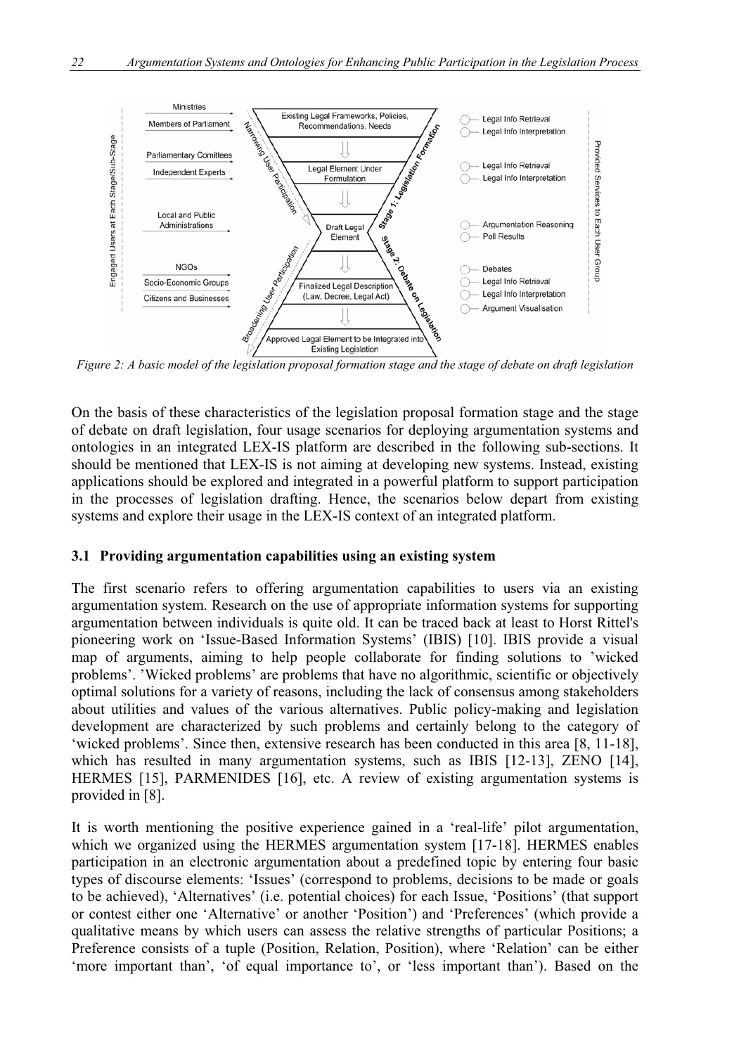*Figure 2: A basic model of the legislation proposal formation stage and the stage of debate on draft legislation*

On the basis of these characteristics of the legislation proposal formation stage and the stage of debate on draft legislation, four usage scenarios for deploying argumentation systems and ontologies in an integrated LEX-IS platform are described in the following sub-sections. It should be mentioned that LEX-IS is not aiming at developing new systems. Instead, existing applications should be explored and integrated in a powerful platform to support participation in the processes of legislation drafting. Hence, the scenarios below depart from existing systems and explore their usage in the LEX-IS context of an integrated platform.

### 3.1 Providing argumentation capabilities using an existing system

The first scenario refers to offering argumentation capabilities to users via an existing argumentation system. Research on the use of appropriate information systems for supporting argumentation between individuals is quite old. It can be traced back at least to Horst Rittel's pioneering work on 'Issue-Based Information Systems' (IBIS) [10]. IBIS provide a visual map of arguments, aiming to help people collaborate for finding solutions to 'wicked problems'. 'Wicked problems' are problems that have no algorithmic, scientific or objectively optimal solutions for a variety of reasons, including the lack of consensus among stakeholders about utilities and values of the various alternatives. Public policy-making and legislation development are characterized by such problems and certainly belong to the category of 'wicked problems'. Since then, extensive research has been conducted in this area [8, 11-18], which has resulted in many argumentation systems, such as IBIS [12-13], ZENO [14], HERMES [15], PARMENIDES [16], etc. A review of existing argumentation systems is provided in [8].

It is worth mentioning the positive experience gained in a 'real-life' pilot argumentation, which we organized using the HERMES argumentation system [17-18]. HERMES enables participation in an electronic argumentation about a predefined topic by entering four basic types of discourse elements: 'Issues' (correspond to problems, decisions to be made or goals to be achieved), 'Alternatives' (i.e. potential choices) for each Issue, 'Positions' (that support or contest either one 'Alternative' or another 'Position') and 'Preferences' (which provide a qualitative means by which users can assess the relative strengths of particular Positions; a Preference consists of a tuple (Position, Relation, Position), where 'Relation' can be either 'more important than', 'of equal importance to', or 'less important than'). Based on the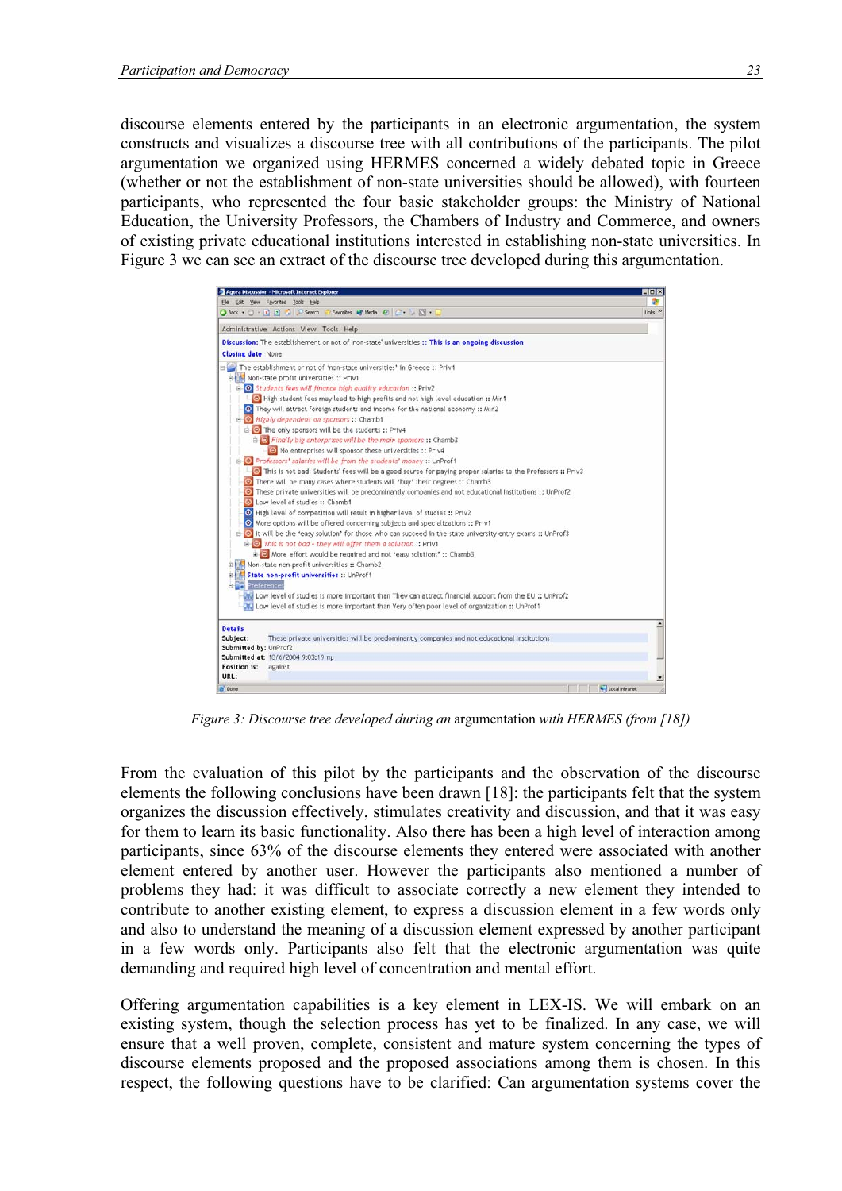discourse elements entered by the participants in an electronic argumentation, the system constructs and visualizes a discourse tree with all contributions of the participants. The pilot argumentation we organized using HERMES concerned a widely debated topic in Greece (whether or not the establishment of non-state universities should be allowed), with fourteen participants, who represented the four basic stakeholder groups: the Ministry of National Education, the University Professors, the Chambers of Industry and Commerce, and owners of existing private educational institutions interested in establishing non-state universities. In Figure 3 we can see an extract of the discourse tree developed during this argumentation.

*Figure 3: Discourse tree developed during an* argumentation *with HERMES (from [18])*

From the evaluation of this pilot by the participants and the observation of the discourse elements the following conclusions have been drawn [18]: the participants felt that the system organizes the discussion effectively, stimulates creativity and discussion, and that it was easy for them to learn its basic functionality. Also there has been a high level of interaction among participants, since 63% of the discourse elements they entered were associated with another element entered by another user. However the participants also mentioned a number of problems they had: it was difficult to associate correctly a new element they intended to contribute to another existing element, to express a discussion element in a few words only and also to understand the meaning of a discussion element expressed by another participant in a few words only. Participants also felt that the electronic argumentation was quite demanding and required high level of concentration and mental effort.

Offering argumentation capabilities is a key element in LEX-IS. We will embark on an existing system, though the selection process has yet to be finalized. In any case, we will ensure that a well proven, complete, consistent and mature system concerning the types of discourse elements proposed and the proposed associations among them is chosen. In this respect, the following questions have to be clarified: Can argumentation systems cover the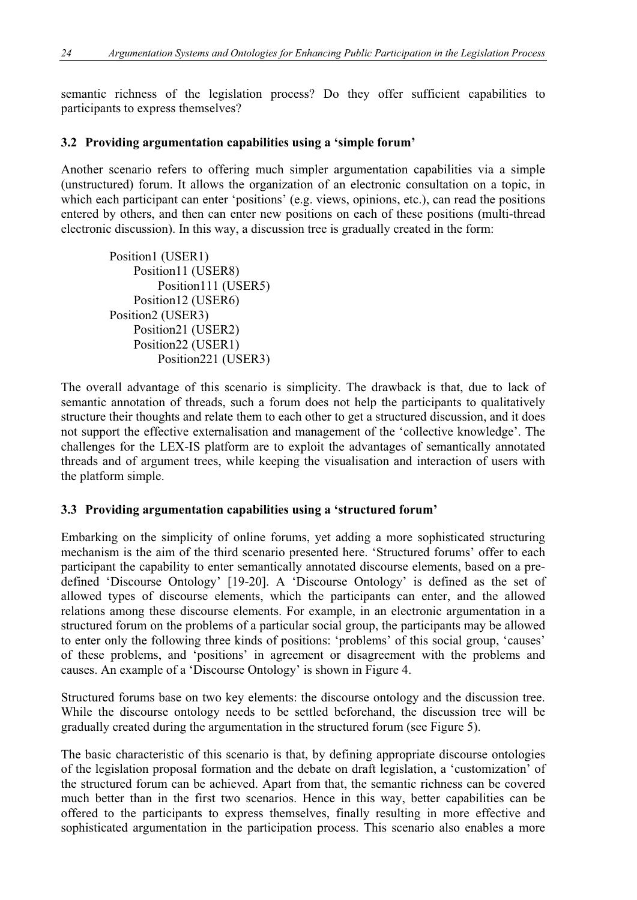semantic richness of the legislation process? Do they offer sufficient capabilities to participants to express themselves?

### 3.2 Providing argumentation capabilities using a 'simple forum'

Another scenario refers to offering much simpler argumentation capabilities via a simple (unstructured) forum. It allows the organization of an electronic consultation on a topic, in which each participant can enter 'positions' (e.g. views, opinions, etc.), can read the positions entered by others, and then can enter new positions on each of these positions (multi-thread electronic discussion). In this way, a discussion tree is gradually created in the form:

```
Position1 (USER1)
    Position11 (USER8)
        Position111 (USER5)
    Position12 (USER6)
Position2 (USER3)
    Position21 (USER2)
    Position22 (USER1)
        Position221 (USER3)
```

The overall advantage of this scenario is simplicity. The drawback is that, due to lack of semantic annotation of threads, such a forum does not help the participants to qualitatively structure their thoughts and relate them to each other to get a structured discussion, and it does not support the effective externalisation and management of the 'collective knowledge'. The challenges for the LEX-IS platform are to exploit the advantages of semantically annotated threads and of argument trees, while keeping the visualisation and interaction of users with the platform simple.

### 3.3 Providing argumentation capabilities using a 'structured forum'

Embarking on the simplicity of online forums, yet adding a more sophisticated structuring mechanism is the aim of the third scenario presented here. 'Structured forums' offer to each participant the capability to enter semantically annotated discourse elements, based on a pre-defined 'Discourse Ontology' [19-20]. A 'Discourse Ontology' is defined as the set of allowed types of discourse elements, which the participants can enter, and the allowed relations among these discourse elements. For example, in an electronic argumentation in a structured forum on the problems of a particular social group, the participants may be allowed to enter only the following three kinds of positions: 'problems' of this social group, 'causes' of these problems, and 'positions' in agreement or disagreement with the problems and causes. An example of a 'Discourse Ontology' is shown in Figure 4.

Structured forums base on two key elements: the discourse ontology and the discussion tree. While the discourse ontology needs to be settled beforehand, the discussion tree will be gradually created during the argumentation in the structured forum (see Figure 5).

The basic characteristic of this scenario is that, by defining appropriate discourse ontologies of the legislation proposal formation and the debate on draft legislation, a 'customization' of the structured forum can be achieved. Apart from that, the semantic richness can be covered much better than in the first two scenarios. Hence in this way, better capabilities can be offered to the participants to express themselves, finally resulting in more effective and sophisticated argumentation in the participation process. This scenario also enables a more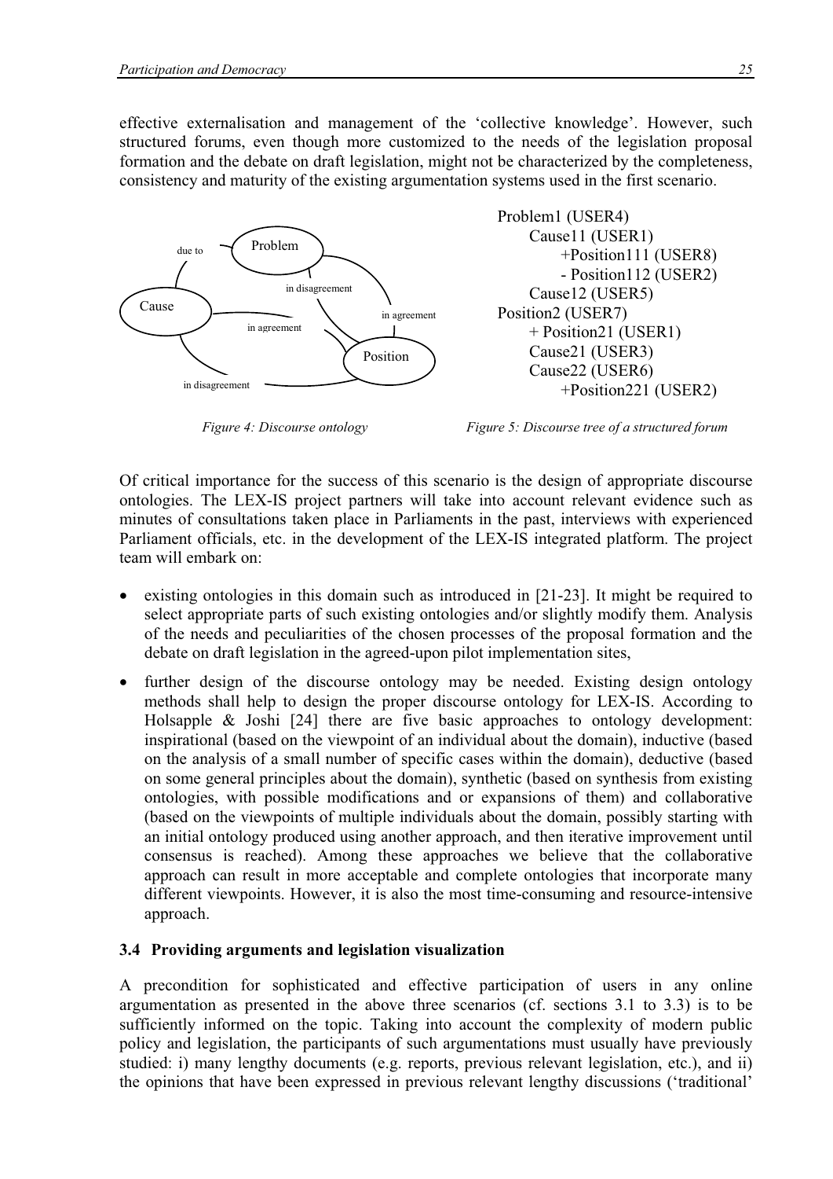effective externalisation and management of the 'collective knowledge'. However, such structured forums, even though more customized to the needs of the legislation proposal formation and the debate on draft legislation, might not be characterized by the completeness, consistency and maturity of the existing argumentation systems used in the first scenario.

*Figure 4: Discourse ontology*

```
Problem1 (USER4)
    Cause11 (USER1)
        +Position111 (USER8)
        - Position112 (USER2)
    Cause12 (USER5)
Position2 (USER7)
    + Position21 (USER1)
    Cause21 (USER3)
    Cause22 (USER6)
        +Position221 (USER2)
```

*Figure 5: Discourse tree of a structured forum*

Of critical importance for the success of this scenario is the design of appropriate discourse ontologies. The LEX-IS project partners will take into account relevant evidence such as minutes of consultations taken place in Parliaments in the past, interviews with experienced Parliament officials, etc. in the development of the LEX-IS integrated platform. The project team will embark on:

- existing ontologies in this domain such as introduced in [21-23]. It might be required to select appropriate parts of such existing ontologies and/or slightly modify them. Analysis of the needs and peculiarities of the chosen processes of the proposal formation and the debate on draft legislation in the agreed-upon pilot implementation sites,
- further design of the discourse ontology may be needed. Existing design ontology methods shall help to design the proper discourse ontology for LEX-IS. According to Holsapple & Joshi [24] there are five basic approaches to ontology development: inspirational (based on the viewpoint of an individual about the domain), inductive (based on the analysis of a small number of specific cases within the domain), deductive (based on some general principles about the domain), synthetic (based on synthesis from existing ontologies, with possible modifications and or expansions of them) and collaborative (based on the viewpoints of multiple individuals about the domain, possibly starting with an initial ontology produced using another approach, and then iterative improvement until consensus is reached). Among these approaches we believe that the collaborative approach can result in more acceptable and complete ontologies that incorporate many different viewpoints. However, it is also the most time-consuming and resource-intensive approach.

### 3.4 Providing arguments and legislation visualization

A precondition for sophisticated and effective participation of users in any online argumentation as presented in the above three scenarios (cf. sections 3.1 to 3.3) is to be sufficiently informed on the topic. Taking into account the complexity of modern public policy and legislation, the participants of such argumentations must usually have previously studied: i) many lengthy documents (e.g. reports, previous relevant legislation, etc.), and ii) the opinions that have been expressed in previous relevant lengthy discussions ('traditional'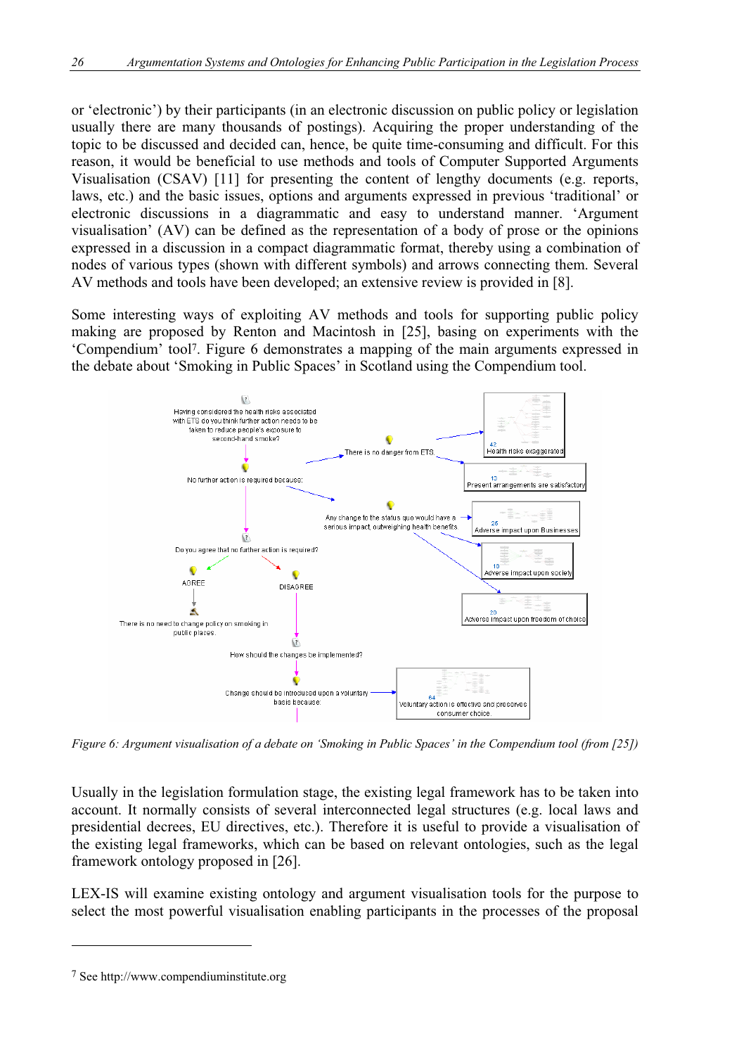or 'electronic') by their participants (in an electronic discussion on public policy or legislation usually there are many thousands of postings). Acquiring the proper understanding of the topic to be discussed and decided can, hence, be quite time-consuming and difficult. For this reason, it would be beneficial to use methods and tools of Computer Supported Arguments Visualisation (CSAV) [11] for presenting the content of lengthy documents (e.g. reports, laws, etc.) and the basic issues, options and arguments expressed in previous 'traditional' or electronic discussions in a diagrammatic and easy to understand manner. 'Argument visualisation' (AV) can be defined as the representation of a body of prose or the opinions expressed in a discussion in a compact diagrammatic format, thereby using a combination of nodes of various types (shown with different symbols) and arrows connecting them. Several AV methods and tools have been developed; an extensive review is provided in [8].

Some interesting ways of exploiting AV methods and tools for supporting public policy making are proposed by Renton and Macintosh in [25], basing on experiments with the 'Compendium' tool[7]. Figure 6 demonstrates a mapping of the main arguments expressed in the debate about 'Smoking in Public Spaces' in Scotland using the Compendium tool.

*Figure 6: Argument visualisation of a debate on 'Smoking in Public Spaces' in the Compendium tool (from [25])*

Usually in the legislation formulation stage, the existing legal framework has to be taken into account. It normally consists of several interconnected legal structures (e.g. local laws and presidential decrees, EU directives, etc.). Therefore it is useful to provide a visualisation of the existing legal frameworks, which can be based on relevant ontologies, such as the legal framework ontology proposed in [26].

LEX-IS will examine existing ontology and argument visualisation tools for the purpose to select the most powerful visualisation enabling participants in the processes of the proposal

[7] See http://www.compendiuminstitute.org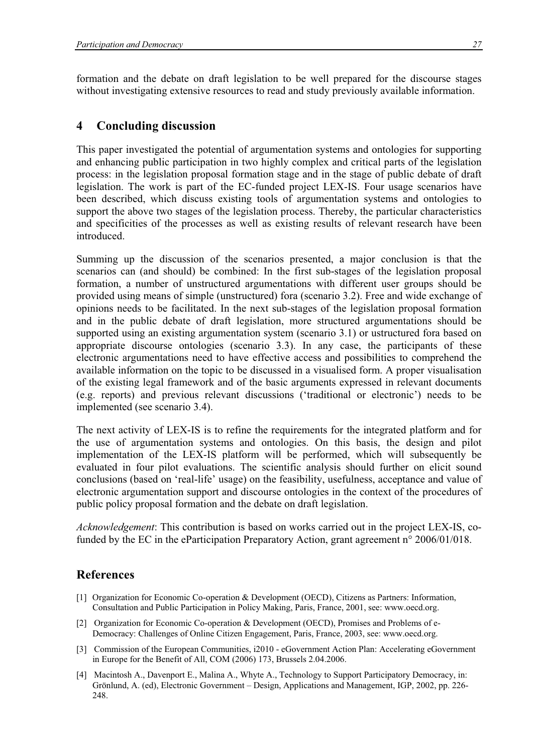formation and the debate on draft legislation to be well prepared for the discourse stages without investigating extensive resources to read and study previously available information.

## 4 Concluding discussion

This paper investigated the potential of argumentation systems and ontologies for supporting and enhancing public participation in two highly complex and critical parts of the legislation process: in the legislation proposal formation stage and in the stage of public debate of draft legislation. The work is part of the EC-funded project LEX-IS. Four usage scenarios have been described, which discuss existing tools of argumentation systems and ontologies to support the above two stages of the legislation process. Thereby, the particular characteristics and specificities of the processes as well as existing results of relevant research have been introduced.

Summing up the discussion of the scenarios presented, a major conclusion is that the scenarios can (and should) be combined: In the first sub-stages of the legislation proposal formation, a number of unstructured argumentations with different user groups should be provided using means of simple (unstructured) fora (scenario 3.2). Free and wide exchange of opinions needs to be facilitated. In the next sub-stages of the legislation proposal formation and in the public debate of draft legislation, more structured argumentations should be supported using an existing argumentation system (scenario 3.1) or ustructured fora based on appropriate discourse ontologies (scenario 3.3). In any case, the participants of these electronic argumentations need to have effective access and possibilities to comprehend the available information on the topic to be discussed in a visualised form. A proper visualisation of the existing legal framework and of the basic arguments expressed in relevant documents (e.g. reports) and previous relevant discussions ('traditional or electronic') needs to be implemented (see scenario 3.4).

The next activity of LEX-IS is to refine the requirements for the integrated platform and for the use of argumentation systems and ontologies. On this basis, the design and pilot implementation of the LEX-IS platform will be performed, which will subsequently be evaluated in four pilot evaluations. The scientific analysis should further on elicit sound conclusions (based on 'real-life' usage) on the feasibility, usefulness, acceptance and value of electronic argumentation support and discourse ontologies in the context of the procedures of public policy proposal formation and the debate on draft legislation.

*Acknowledgement*: This contribution is based on works carried out in the project LEX-IS, co-funded by the EC in the eParticipation Preparatory Action, grant agreement n° 2006/01/018.

## References

[1] Organization for Economic Co-operation & Development (OECD), Citizens as Partners: Information, Consultation and Public Participation in Policy Making, Paris, France, 2001, see: www.oecd.org.

[2] Organization for Economic Co-operation & Development (OECD), Promises and Problems of e-Democracy: Challenges of Online Citizen Engagement, Paris, France, 2003, see: www.oecd.org.

[3] Commission of the European Communities, i2010 - eGovernment Action Plan: Accelerating eGovernment in Europe for the Benefit of All, COM (2006) 173, Brussels 2.04.2006.

[4] Macintosh A., Davenport E., Malina A., Whyte A., Technology to Support Participatory Democracy, in: Grönlund, A. (ed), Electronic Government – Design, Applications and Management, IGP, 2002, pp. 226-248.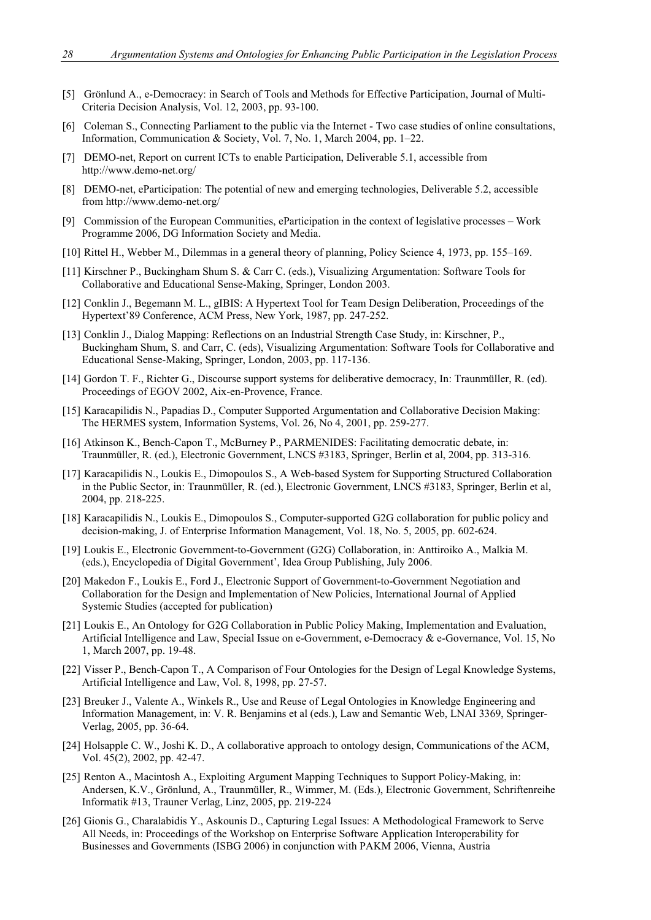[5] Grönlund A., e-Democracy: in Search of Tools and Methods for Effective Participation, Journal of Multi-Criteria Decision Analysis, Vol. 12, 2003, pp. 93-100.

[6] Coleman S., Connecting Parliament to the public via the Internet - Two case studies of online consultations, Information, Communication & Society, Vol. 7, No. 1, March 2004, pp. 1–22.

[7] DEMO-net, Report on current ICTs to enable Participation, Deliverable 5.1, accessible from http://www.demo-net.org/

[8] DEMO-net, eParticipation: The potential of new and emerging technologies, Deliverable 5.2, accessible from http://www.demo-net.org/

[9] Commission of the European Communities, eParticipation in the context of legislative processes – Work Programme 2006, DG Information Society and Media.

[10] Rittel H., Webber M., Dilemmas in a general theory of planning, Policy Science 4, 1973, pp. 155–169.

[11] Kirschner P., Buckingham Shum S. & Carr C. (eds.), Visualizing Argumentation: Software Tools for Collaborative and Educational Sense-Making, Springer, London 2003.

[12] Conklin J., Begemann M. L., gIBIS: A Hypertext Tool for Team Design Deliberation, Proceedings of the Hypertext'89 Conference, ACM Press, New York, 1987, pp. 247-252.

[13] Conklin J., Dialog Mapping: Reflections on an Industrial Strength Case Study, in: Kirschner, P., Buckingham Shum, S. and Carr, C. (eds), Visualizing Argumentation: Software Tools for Collaborative and Educational Sense-Making, Springer, London, 2003, pp. 117-136.

[14] Gordon T. F., Richter G., Discourse support systems for deliberative democracy, In: Traunmüller, R. (ed). Proceedings of EGOV 2002, Aix-en-Provence, France.

[15] Karacapilidis N., Papadias D., Computer Supported Argumentation and Collaborative Decision Making: The HERMES system, Information Systems, Vol. 26, No 4, 2001, pp. 259-277.

[16] Atkinson K., Bench-Capon T., McBurney P., PARMENIDES: Facilitating democratic debate, in: Traunmüller, R. (ed.), Electronic Government, LNCS #3183, Springer, Berlin et al, 2004, pp. 313-316.

[17] Karacapilidis N., Loukis E., Dimopoulos S., A Web-based System for Supporting Structured Collaboration in the Public Sector, in: Traunmüller, R. (ed.), Electronic Government, LNCS #3183, Springer, Berlin et al, 2004, pp. 218-225.

[18] Karacapilidis N., Loukis E., Dimopoulos S., Computer-supported G2G collaboration for public policy and decision-making, J. of Enterprise Information Management, Vol. 18, No. 5, 2005, pp. 602-624.

[19] Loukis E., Electronic Government-to-Government (G2G) Collaboration, in: Anttiroiko A., Malkia M. (eds.), Encyclopedia of Digital Government', Idea Group Publishing, July 2006.

[20] Makedon F., Loukis E., Ford J., Electronic Support of Government-to-Government Negotiation and Collaboration for the Design and Implementation of New Policies, International Journal of Applied Systemic Studies (accepted for publication)

[21] Loukis E., An Ontology for G2G Collaboration in Public Policy Making, Implementation and Evaluation, Artificial Intelligence and Law, Special Issue on e-Government, e-Democracy & e-Governance, Vol. 15, No 1, March 2007, pp. 19-48.

[22] Visser P., Bench-Capon T., A Comparison of Four Ontologies for the Design of Legal Knowledge Systems, Artificial Intelligence and Law, Vol. 8, 1998, pp. 27-57.

[23] Breuker J., Valente A., Winkels R., Use and Reuse of Legal Ontologies in Knowledge Engineering and Information Management, in: V. R. Benjamins et al (eds.), Law and Semantic Web, LNAI 3369, Springer-Verlag, 2005, pp. 36-64.

[24] Holsapple C. W., Joshi K. D., A collaborative approach to ontology design, Communications of the ACM, Vol. 45(2), 2002, pp. 42-47.

[25] Renton A., Macintosh A., Exploiting Argument Mapping Techniques to Support Policy-Making, in: Andersen, K.V., Grönlund, A., Traunmüller, R., Wimmer, M. (Eds.), Electronic Government, Schriftenreihe Informatik #13, Trauner Verlag, Linz, 2005, pp. 219-224

[26] Gionis G., Charalabidis Y., Askounis D., Capturing Legal Issues: A Methodological Framework to Serve All Needs, in: Proceedings of the Workshop on Enterprise Software Application Interoperability for Businesses and Governments (ISBG 2006) in conjunction with PAKM 2006, Vienna, Austria